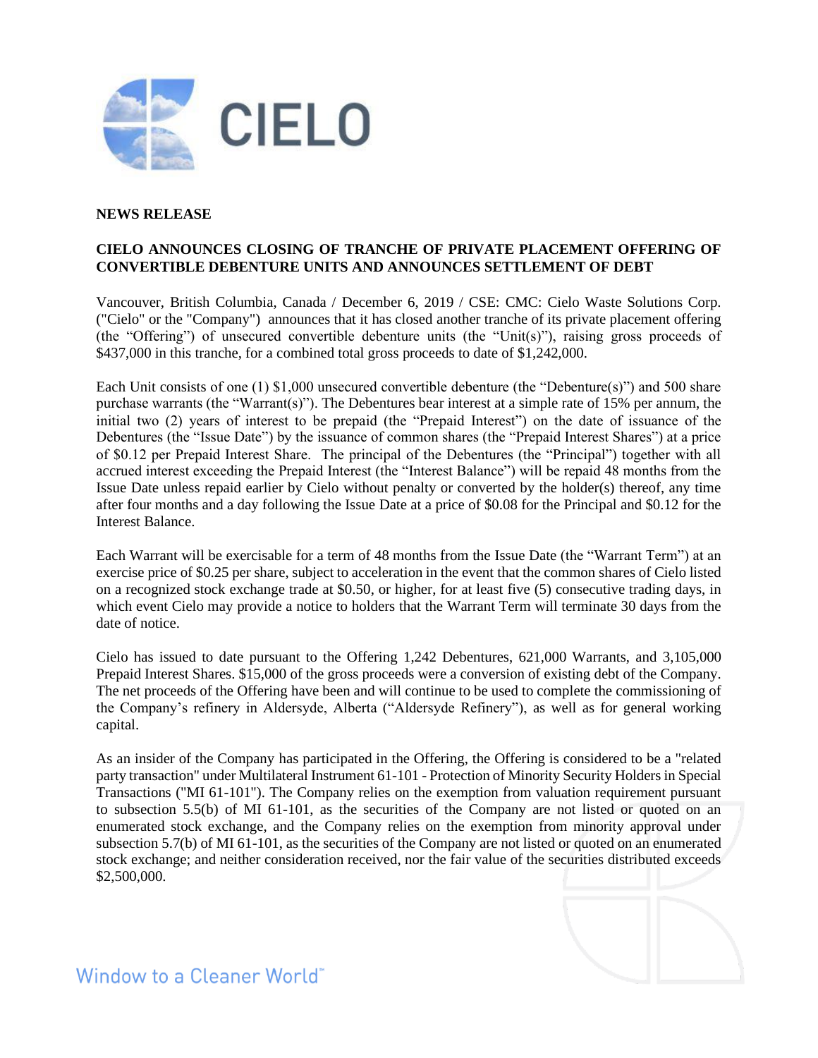CIELO

**NEWS RELEASE**

**CIELO ANNOUNCES CLOSING OF TRANCHE OF PRIVATE PLACEMENT OFFERING OF CONVERTIBLE DEBENTURE UNITS AND ANNOUNCES SETTLEMENT OF DEBT**

Vancouver, British Columbia, Canada / December 6, 2019 / CSE: CMC: Cielo Waste Solutions Corp. ("Cielo" or the "Company") announces that it has closed another tranche of its private placement offering (the "Offering") of unsecured convertible debenture units (the "Unit(s)"), raising gross proceeds of $437,000 in this tranche, for a combined total gross proceeds to date of $1,242,000.

Each Unit consists of one (1) $1,000 unsecured convertible debenture (the "Debenture(s)") and 500 share purchase warrants (the "Warrant(s)"). The Debentures bear interest at a simple rate of 15% per annum, the initial two (2) years of interest to be prepaid (the "Prepaid Interest") on the date of issuance of the Debentures (the "Issue Date") by the issuance of common shares (the "Prepaid Interest Shares") at a price of $0.12 per Prepaid Interest Share. The principal of the Debentures (the "Principal") together with all accrued interest exceeding the Prepaid Interest (the "Interest Balance") will be repaid 48 months from the Issue Date unless repaid earlier by Cielo without penalty or converted by the holder(s) thereof, any time after four months and a day following the Issue Date at a price of $0.08 for the Principal and $0.12 for the Interest Balance.

Each Warrant will be exercisable for a term of 48 months from the Issue Date (the "Warrant Term") at an exercise price of $0.25 per share, subject to acceleration in the event that the common shares of Cielo listed on a recognized stock exchange trade at $0.50, or higher, for at least five (5) consecutive trading days, in which event Cielo may provide a notice to holders that the Warrant Term will terminate 30 days from the date of notice.

Cielo has issued to date pursuant to the Offering 1,242 Debentures, 621,000 Warrants, and 3,105,000 Prepaid Interest Shares. $15,000 of the gross proceeds were a conversion of existing debt of the Company. The net proceeds of the Offering have been and will continue to be used to complete the commissioning of the Company's refinery in Aldersyde, Alberta ("Aldersyde Refinery"), as well as for general working capital.

As an insider of the Company has participated in the Offering, the Offering is considered to be a "related party transaction" under Multilateral Instrument 61-101 - Protection of Minority Security Holders in Special Transactions ("MI 61-101"). The Company relies on the exemption from valuation requirement pursuant to subsection 5.5(b) of MI 61-101, as the securities of the Company are not listed or quoted on an enumerated stock exchange, and the Company relies on the exemption from minority approval under subsection 5.7(b) of MI 61-101, as the securities of the Company are not listed or quoted on an enumerated stock exchange; and neither consideration received, nor the fair value of the securities distributed exceeds $2,500,000.

Window to a Cleaner World™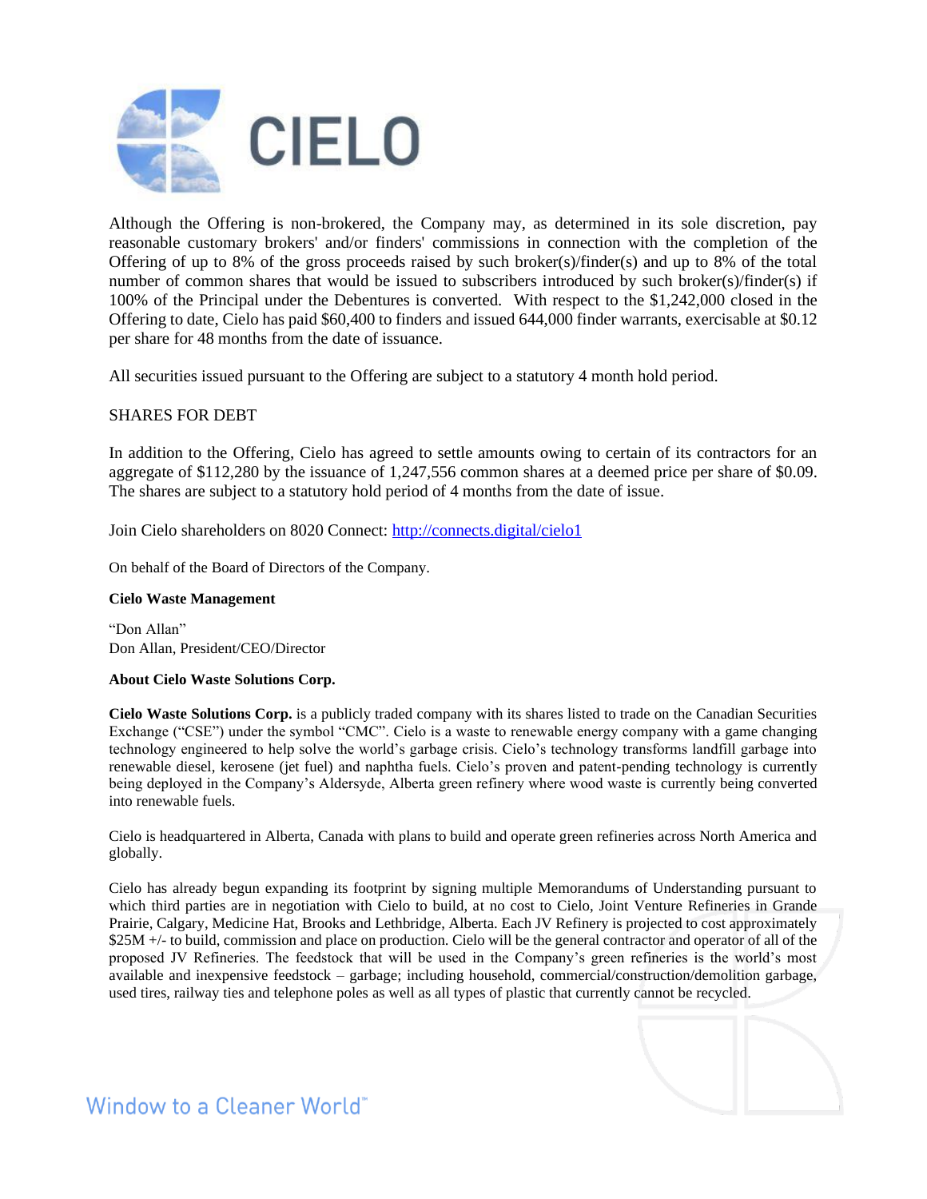Although the Offering is non-brokered, the Company may, as determined in its sole discretion, pay reasonable customary brokers' and/or finders' commissions in connection with the completion of the Offering of up to 8% of the gross proceeds raised by such broker(s)/finder(s) and up to 8% of the total number of common shares that would be issued to subscribers introduced by such broker(s)/finder(s) if 100% of the Principal under the Debentures is converted. With respect to the $1,242,000 closed in the Offering to date, Cielo has paid $60,400 to finders and issued 644,000 finder warrants, exercisable at $0.12 per share for 48 months from the date of issuance.

All securities issued pursuant to the Offering are subject to a statutory 4 month hold period.

SHARES FOR DEBT

In addition to the Offering, Cielo has agreed to settle amounts owing to certain of its contractors for an aggregate of $112,280 by the issuance of 1,247,556 common shares at a deemed price per share of $0.09. The shares are subject to a statutory hold period of 4 months from the date of issue.

Join Cielo shareholders on 8020 Connect: [http://connects.digital/cielo1](http://connects.digital/cielo1)

On behalf of the Board of Directors of the Company.

**Cielo Waste Management**

"Don Allan"
Don Allan, President/CEO/Director

**About Cielo Waste Solutions Corp.**

**Cielo Waste Solutions Corp.** is a publicly traded company with its shares listed to trade on the Canadian Securities Exchange ("CSE") under the symbol "CMC". Cielo is a waste to renewable energy company with a game changing technology engineered to help solve the world's garbage crisis. Cielo's technology transforms landfill garbage into renewable diesel, kerosene (jet fuel) and naphtha fuels. Cielo's proven and patent-pending technology is currently being deployed in the Company's Aldersyde, Alberta green refinery where wood waste is currently being converted into renewable fuels.

Cielo is headquartered in Alberta, Canada with plans to build and operate green refineries across North America and globally.

Cielo has already begun expanding its footprint by signing multiple Memorandums of Understanding pursuant to which third parties are in negotiation with Cielo to build, at no cost to Cielo, Joint Venture Refineries in Grande Prairie, Calgary, Medicine Hat, Brooks and Lethbridge, Alberta. Each JV Refinery is projected to cost approximately $25M +/- to build, commission and place on production. Cielo will be the general contractor and operator of all of the proposed JV Refineries. The feedstock that will be used in the Company's green refineries is the world's most available and inexpensive feedstock – garbage; including household, commercial/construction/demolition garbage, used tires, railway ties and telephone poles as well as all types of plastic that currently cannot be recycled.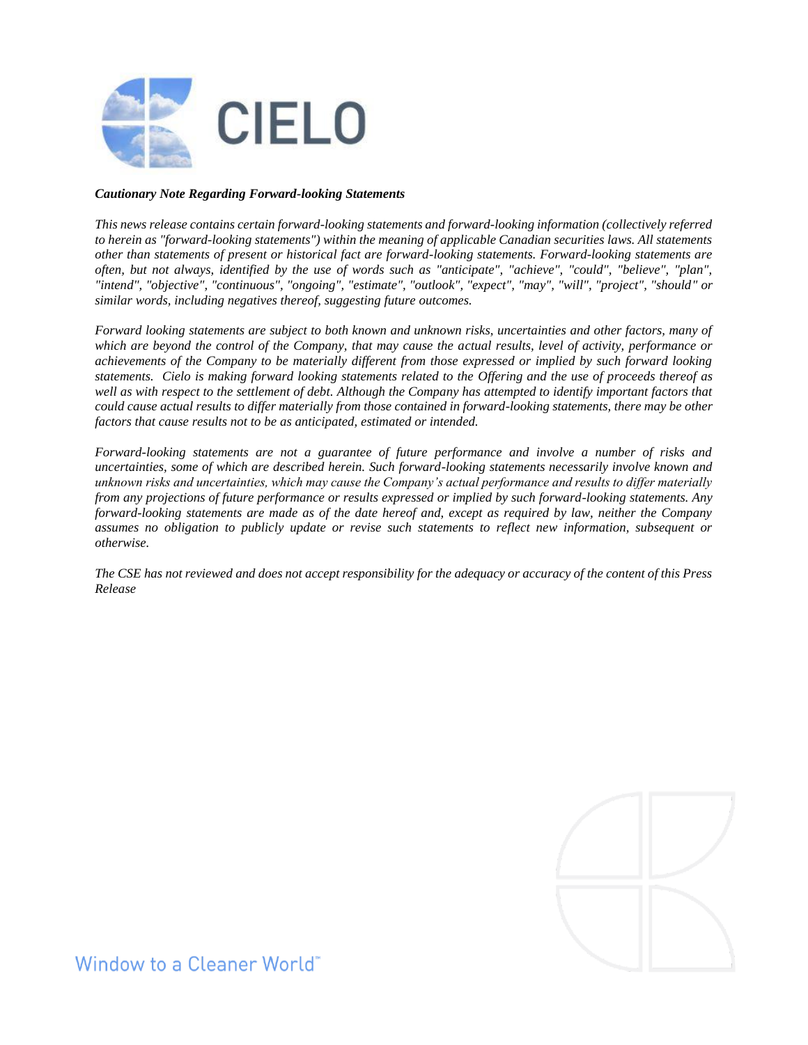***Cautionary Note Regarding Forward-looking Statements***

*This news release contains certain forward-looking statements and forward-looking information (collectively referred to herein as "forward-looking statements") within the meaning of applicable Canadian securities laws. All statements other than statements of present or historical fact are forward-looking statements. Forward-looking statements are often, but not always, identified by the use of words such as "anticipate", "achieve", "could", "believe", "plan", "intend", "objective", "continuous", "ongoing", "estimate", "outlook", "expect", "may", "will", "project", "should" or similar words, including negatives thereof, suggesting future outcomes.*

*Forward looking statements are subject to both known and unknown risks, uncertainties and other factors, many of which are beyond the control of the Company, that may cause the actual results, level of activity, performance or achievements of the Company to be materially different from those expressed or implied by such forward looking statements. Cielo is making forward looking statements related to the Offering and the use of proceeds thereof as well as with respect to the settlement of debt. Although the Company has attempted to identify important factors that could cause actual results to differ materially from those contained in forward-looking statements, there may be other factors that cause results not to be as anticipated, estimated or intended.*

*Forward-looking statements are not a guarantee of future performance and involve a number of risks and uncertainties, some of which are described herein. Such forward-looking statements necessarily involve known and unknown risks and uncertainties, which may cause the Company's actual performance and results to differ materially from any projections of future performance or results expressed or implied by such forward-looking statements. Any forward-looking statements are made as of the date hereof and, except as required by law, neither the Company assumes no obligation to publicly update or revise such statements to reflect new information, subsequent or otherwise.*

*The CSE has not reviewed and does not accept responsibility for the adequacy or accuracy of the content of this Press Release*